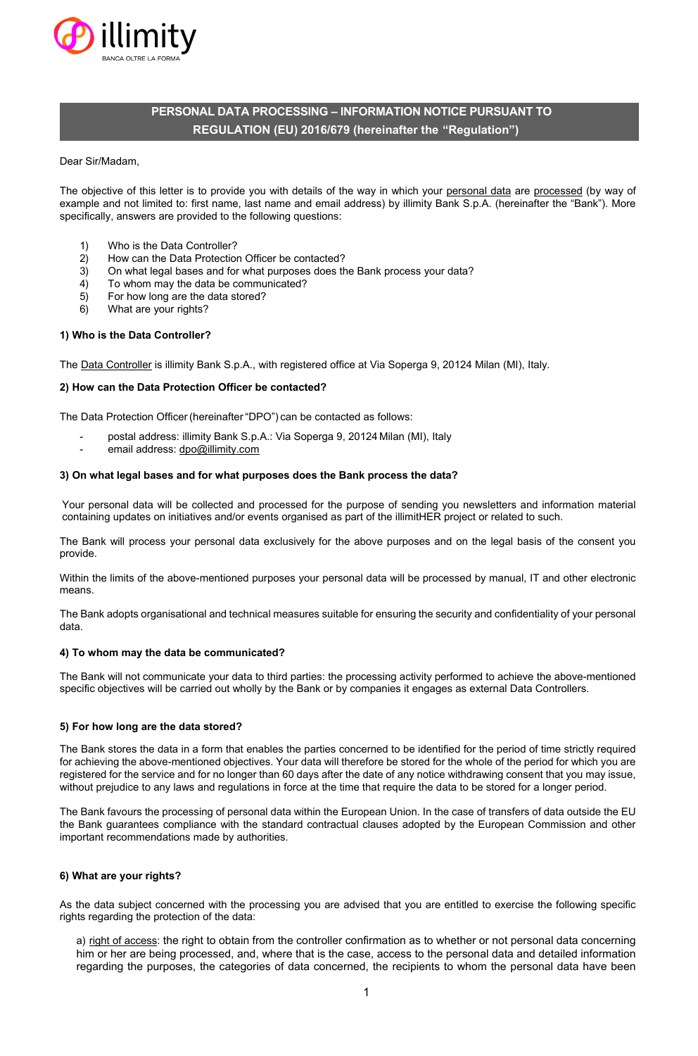illimity

BANCA OLTRE LA FORMA

# PERSONAL DATA PROCESSING – INFORMATION NOTICE PURSUANT TO REGULATION (EU) 2016/679 (hereinafter the "Regulation")

Dear Sir/Madam,

The objective of this letter is to provide you with details of the way in which your personal data are processed (by way of example and not limited to: first name, last name and email address) by illimity Bank S.p.A. (hereinafter the "Bank"). More specifically, answers are provided to the following questions:

1) Who is the Data Controller?
2) How can the Data Protection Officer be contacted?
3) On what legal bases and for what purposes does the Bank process your data?
4) To whom may the data be communicated?
5) For how long are the data stored?
6) What are your rights?

### 1) Who is the Data Controller?

The Data Controller is illimity Bank S.p.A., with registered office at Via Soperga 9, 20124 Milan (MI), Italy.

### 2) How can the Data Protection Officer be contacted?

The Data Protection Officer (hereinafter "DPO") can be contacted as follows:

- postal address: illimity Bank S.p.A.: Via Soperga 9, 20124 Milan (MI), Italy
- email address: dpo@illimity.com

### 3) On what legal bases and for what purposes does the Bank process the data?

Your personal data will be collected and processed for the purpose of sending you newsletters and information material containing updates on initiatives and/or events organised as part of the illimitHER project or related to such.

The Bank will process your personal data exclusively for the above purposes and on the legal basis of the consent you provide.

Within the limits of the above-mentioned purposes your personal data will be processed by manual, IT and other electronic means.

The Bank adopts organisational and technical measures suitable for ensuring the security and confidentiality of your personal data.

### 4) To whom may the data be communicated?

The Bank will not communicate your data to third parties: the processing activity performed to achieve the above-mentioned specific objectives will be carried out wholly by the Bank or by companies it engages as external Data Controllers.

### 5) For how long are the data stored?

The Bank stores the data in a form that enables the parties concerned to be identified for the period of time strictly required for achieving the above-mentioned objectives. Your data will therefore be stored for the whole of the period for which you are registered for the service and for no longer than 60 days after the date of any notice withdrawing consent that you may issue, without prejudice to any laws and regulations in force at the time that require the data to be stored for a longer period.

The Bank favours the processing of personal data within the European Union. In the case of transfers of data outside the EU the Bank guarantees compliance with the standard contractual clauses adopted by the European Commission and other important recommendations made by authorities.

### 6) What are your rights?

As the data subject concerned with the processing you are advised that you are entitled to exercise the following specific rights regarding the protection of the data:

a) right of access: the right to obtain from the controller confirmation as to whether or not personal data concerning him or her are being processed, and, where that is the case, access to the personal data and detailed information regarding the purposes, the categories of data concerned, the recipients to whom the personal data have been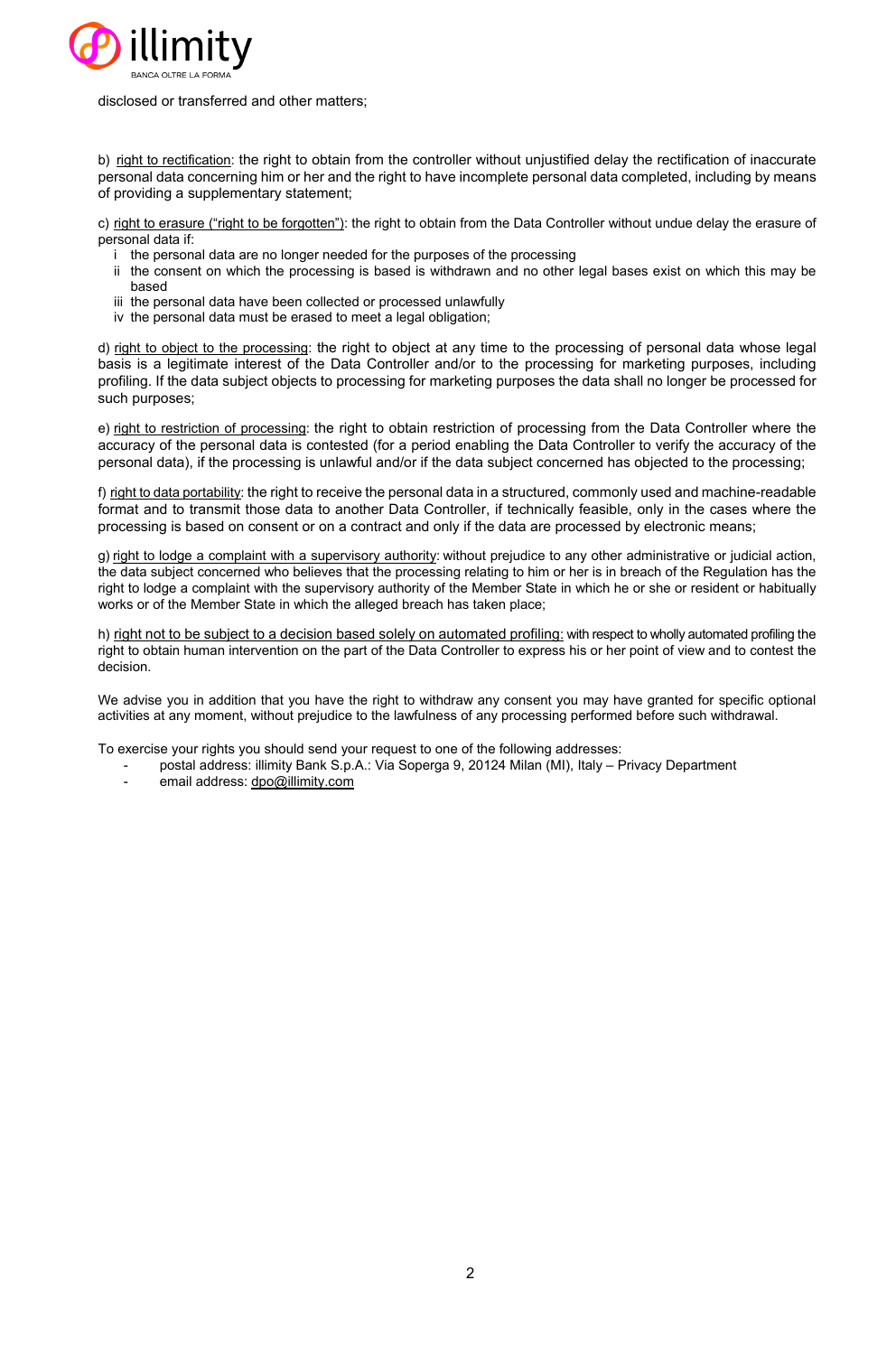disclosed or transferred and other matters;

b) right to rectification: the right to obtain from the controller without unjustified delay the rectification of inaccurate personal data concerning him or her and the right to have incomplete personal data completed, including by means of providing a supplementary statement;

c) right to erasure (“right to be forgotten”): the right to obtain from the Data Controller without undue delay the erasure of personal data if:

i the personal data are no longer needed for the purposes of the processing
ii the consent on which the processing is based is withdrawn and no other legal bases exist on which this may be based
iii the personal data have been collected or processed unlawfully
iv the personal data must be erased to meet a legal obligation;

d) right to object to the processing: the right to object at any time to the processing of personal data whose legal basis is a legitimate interest of the Data Controller and/or to the processing for marketing purposes, including profiling. If the data subject objects to processing for marketing purposes the data shall no longer be processed for such purposes;

e) right to restriction of processing: the right to obtain restriction of processing from the Data Controller where the accuracy of the personal data is contested (for a period enabling the Data Controller to verify the accuracy of the personal data), if the processing is unlawful and/or if the data subject concerned has objected to the processing;

f) right to data portability: the right to receive the personal data in a structured, commonly used and machine-readable format and to transmit those data to another Data Controller, if technically feasible, only in the cases where the processing is based on consent or on a contract and only if the data are processed by electronic means;

g) right to lodge a complaint with a supervisory authority: without prejudice to any other administrative or judicial action, the data subject concerned who believes that the processing relating to him or her is in breach of the Regulation has the right to lodge a complaint with the supervisory authority of the Member State in which he or she or resident or habitually works or of the Member State in which the alleged breach has taken place;

h) right not to be subject to a decision based solely on automated profiling: with respect to wholly automated profiling the right to obtain human intervention on the part of the Data Controller to express his or her point of view and to contest the decision.

We advise you in addition that you have the right to withdraw any consent you may have granted for specific optional activities at any moment, without prejudice to the lawfulness of any processing performed before such withdrawal.

To exercise your rights you should send your request to one of the following addresses:

- postal address: illimity Bank S.p.A.: Via Soperga 9, 20124 Milan (MI), Italy – Privacy Department
- email address: dpo@illimity.com